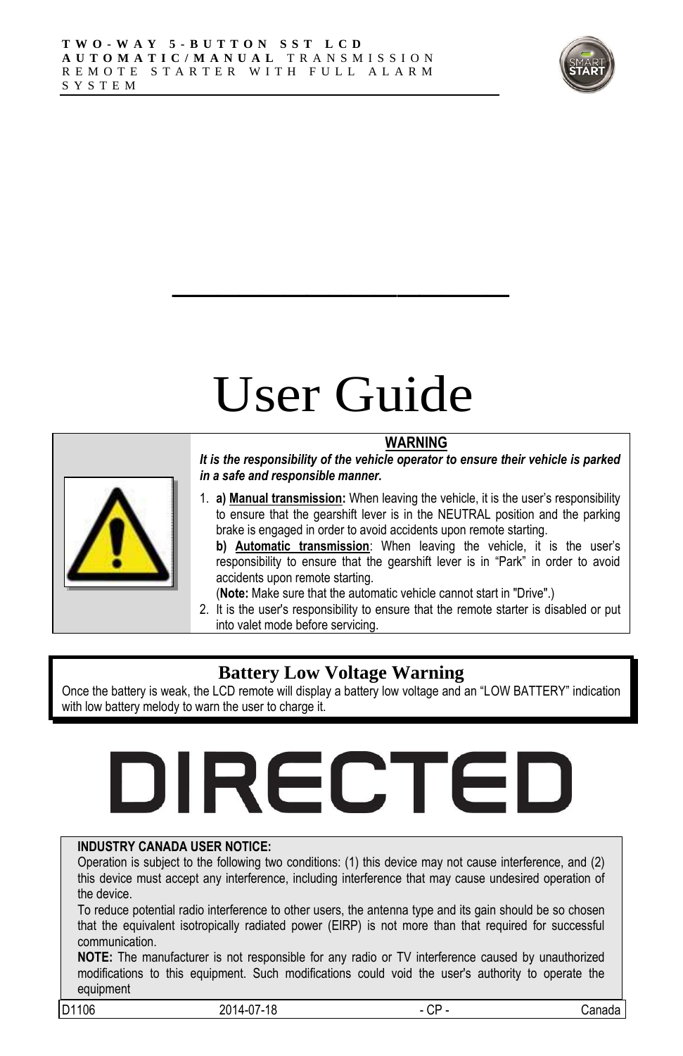**TWO-WAY 5-BUTTON SST LCD AUTOMATIC/MANUAL** TRANSMISSION REMOTE STARTER WITH FULL ALARM SYSTEM

# User Guide

**WARNING**

***It is the responsibility of the vehicle operator to ensure their vehicle is parked in a safe and responsible manner.***

1. **a) Manual transmission:** When leaving the vehicle, it is the user's responsibility to ensure that the gearshift lever is in the NEUTRAL position and the parking brake is engaged in order to avoid accidents upon remote starting.
   **b) Automatic transmission**: When leaving the vehicle, it is the user's responsibility to ensure that the gearshift lever is in "Park" in order to avoid accidents upon remote starting.
   (**Note:** Make sure that the automatic vehicle cannot start in "Drive".)
2. It is the user's responsibility to ensure that the remote starter is disabled or put into valet mode before servicing.

## Battery Low Voltage Warning

Once the battery is weak, the LCD remote will display a battery low voltage and an "LOW BATTERY" indication with low battery melody to warn the user to charge it.

DIRECTED

**INDUSTRY CANADA USER NOTICE:**

Operation is subject to the following two conditions: (1) this device may not cause interference, and (2) this device must accept any interference, including interference that may cause undesired operation of the device.

To reduce potential radio interference to other users, the antenna type and its gain should be so chosen that the equivalent isotropically radiated power (EIRP) is not more than that required for successful communication.

**NOTE:** The manufacturer is not responsible for any radio or TV interference caused by unauthorized modifications to this equipment. Such modifications could void the user's authority to operate the equipment

D1106 2014-07-18 - CP - Canada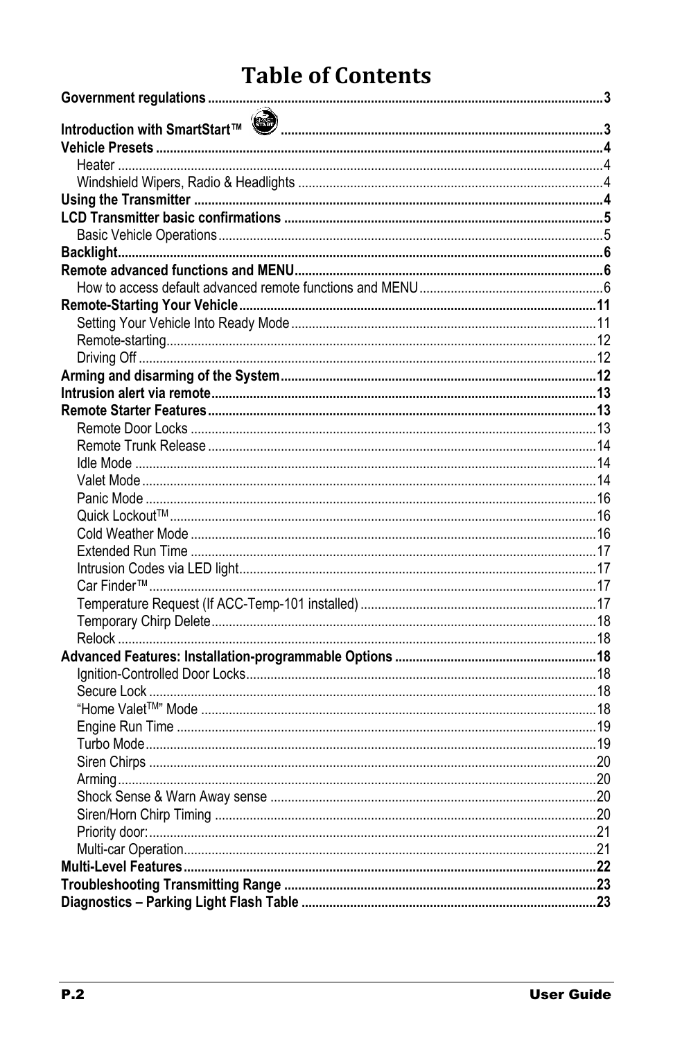# Table of Contents

**Government regulations** ........................................ 3

**Introduction with SmartStart™** ........................................ 3

**Vehicle Presets** ........................................ 4

- Heater ........................................ 4
- Windshield Wipers, Radio & Headlights ........................................ 4

**Using the Transmitter** ........................................ 4

**LCD Transmitter basic confirmations** ........................................ 5

- Basic Vehicle Operations ........................................ 5

**Backlight** ........................................ 6

**Remote advanced functions and MENU** ........................................ 6

- How to access default advanced remote functions and MENU ........................................ 6

**Remote-Starting Your Vehicle** ........................................ 11

- Setting Your Vehicle Into Ready Mode ........................................ 11
- Remote-starting ........................................ 12
- Driving Off ........................................ 12

**Arming and disarming of the System** ........................................ 12

**Intrusion alert via remote** ........................................ 13

**Remote Starter Features** ........................................ 13

- Remote Door Locks ........................................ 13
- Remote Trunk Release ........................................ 14
- Idle Mode ........................................ 14
- Valet Mode ........................................ 14
- Panic Mode ........................................ 16
- Quick Lockout™ ........................................ 16
- Cold Weather Mode ........................................ 16
- Extended Run Time ........................................ 17
- Intrusion Codes via LED light ........................................ 17
- Car Finder™ ........................................ 17
- Temperature Request (If ACC-Temp-101 installed) ........................................ 17
- Temporary Chirp Delete ........................................ 18
- Relock ........................................ 18

**Advanced Features: Installation-programmable Options** ........................................ 18

- Ignition-Controlled Door Locks ........................................ 18
- Secure Lock ........................................ 18
- "Home Valet™" Mode ........................................ 18
- Engine Run Time ........................................ 19
- Turbo Mode ........................................ 19
- Siren Chirps ........................................ 20
- Arming ........................................ 20
- Shock Sense & Warn Away sense ........................................ 20
- Siren/Horn Chirp Timing ........................................ 20
- Priority door: ........................................ 21
- Multi-car Operation ........................................ 21

**Multi-Level Features** ........................................ 22

**Troubleshooting Transmitting Range** ........................................ 23

**Diagnostics – Parking Light Flash Table** ........................................ 23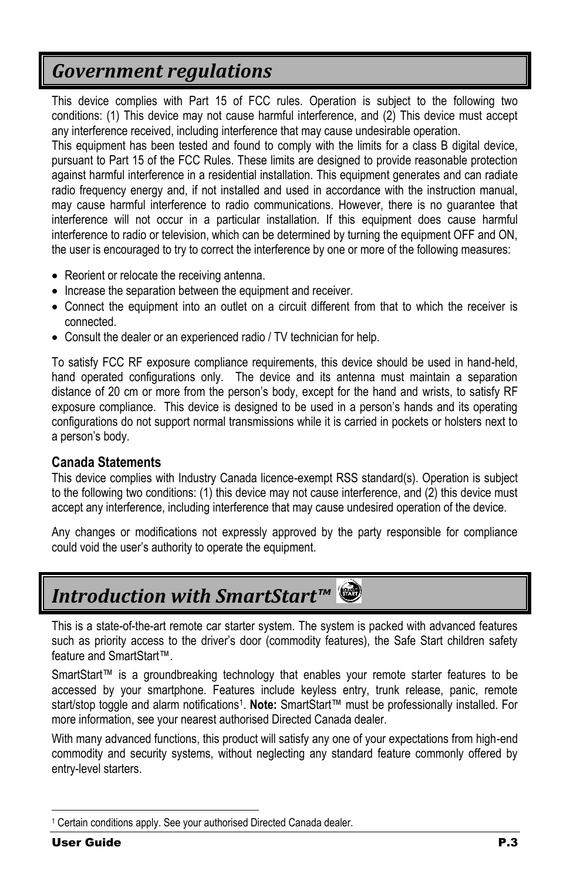# Government regulations

This device complies with Part 15 of FCC rules. Operation is subject to the following two conditions: (1) This device may not cause harmful interference, and (2) This device must accept any interference received, including interference that may cause undesirable operation.

This equipment has been tested and found to comply with the limits for a class B digital device, pursuant to Part 15 of the FCC Rules. These limits are designed to provide reasonable protection against harmful interference in a residential installation. This equipment generates and can radiate radio frequency energy and, if not installed and used in accordance with the instruction manual, may cause harmful interference to radio communications. However, there is no guarantee that interference will not occur in a particular installation. If this equipment does cause harmful interference to radio or television, which can be determined by turning the equipment OFF and ON, the user is encouraged to try to correct the interference by one or more of the following measures:

- Reorient or relocate the receiving antenna.
- Increase the separation between the equipment and receiver.
- Connect the equipment into an outlet on a circuit different from that to which the receiver is connected.
- Consult the dealer or an experienced radio / TV technician for help.

To satisfy FCC RF exposure compliance requirements, this device should be used in hand-held, hand operated configurations only. The device and its antenna must maintain a separation distance of 20 cm or more from the person's body, except for the hand and wrists, to satisfy RF exposure compliance. This device is designed to be used in a person's hands and its operating configurations do not support normal transmissions while it is carried in pockets or holsters next to a person's body.

### Canada Statements

This device complies with Industry Canada licence-exempt RSS standard(s). Operation is subject to the following two conditions: (1) this device may not cause interference, and (2) this device must accept any interference, including interference that may cause undesired operation of the device.

Any changes or modifications not expressly approved by the party responsible for compliance could void the user's authority to operate the equipment.

# Introduction with SmartStart™

This is a state-of-the-art remote car starter system. The system is packed with advanced features such as priority access to the driver's door (commodity features), the Safe Start children safety feature and SmartStart™.

SmartStart™ is a groundbreaking technology that enables your remote starter features to be accessed by your smartphone. Features include keyless entry, trunk release, panic, remote start/stop toggle and alarm notifications[1]. **Note:** SmartStart™ must be professionally installed. For more information, see your nearest authorised Directed Canada dealer.

With many advanced functions, this product will satisfy any one of your expectations from high-end commodity and security systems, without neglecting any standard feature commonly offered by entry-level starters.

[1] Certain conditions apply. See your authorised Directed Canada dealer.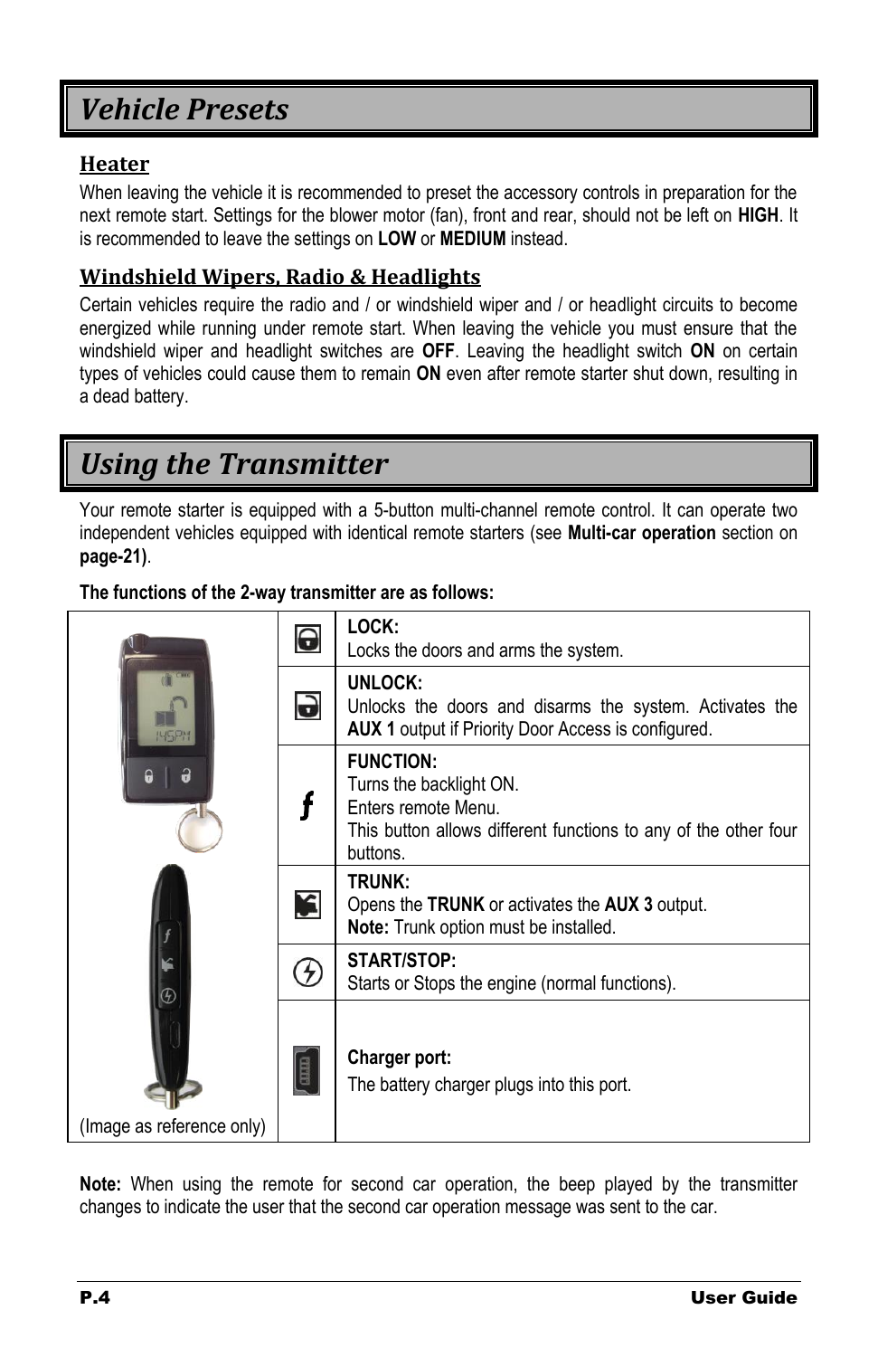# Vehicle Presets

## Heater

When leaving the vehicle it is recommended to preset the accessory controls in preparation for the next remote start. Settings for the blower motor (fan), front and rear, should not be left on **HIGH**. It is recommended to leave the settings on **LOW** or **MEDIUM** instead.

## Windshield Wipers, Radio & Headlights

Certain vehicles require the radio and / or windshield wiper and / or headlight circuits to become energized while running under remote start. When leaving the vehicle you must ensure that the windshield wiper and headlight switches are **OFF**. Leaving the headlight switch **ON** on certain types of vehicles could cause them to remain **ON** even after remote starter shut down, resulting in a dead battery.

# Using the Transmitter

Your remote starter is equipped with a 5-button multi-channel remote control. It can operate two independent vehicles equipped with identical remote starters (see **Multi-car operation** section on **page-21)**.

**The functions of the 2-way transmitter are as follows:**

| (Image as reference only) | Button | Function |
|---|---|---|
| | | **LOCK:** Locks the doors and arms the system. |
| | | **UNLOCK:** Unlocks the doors and disarms the system. Activates the **AUX 1** output if Priority Door Access is configured. |
| | *f* | **FUNCTION:** Turns the backlight ON. Enters remote Menu. This button allows different functions to any of the other four buttons. |
| | | **TRUNK:** Opens the **TRUNK** or activates the **AUX 3** output. **Note:** Trunk option must be installed. |
| | | **START/STOP:** Starts or Stops the engine (normal functions). |
| | | **Charger port:** The battery charger plugs into this port. |

**Note:** When using the remote for second car operation, the beep played by the transmitter changes to indicate the user that the second car operation message was sent to the car.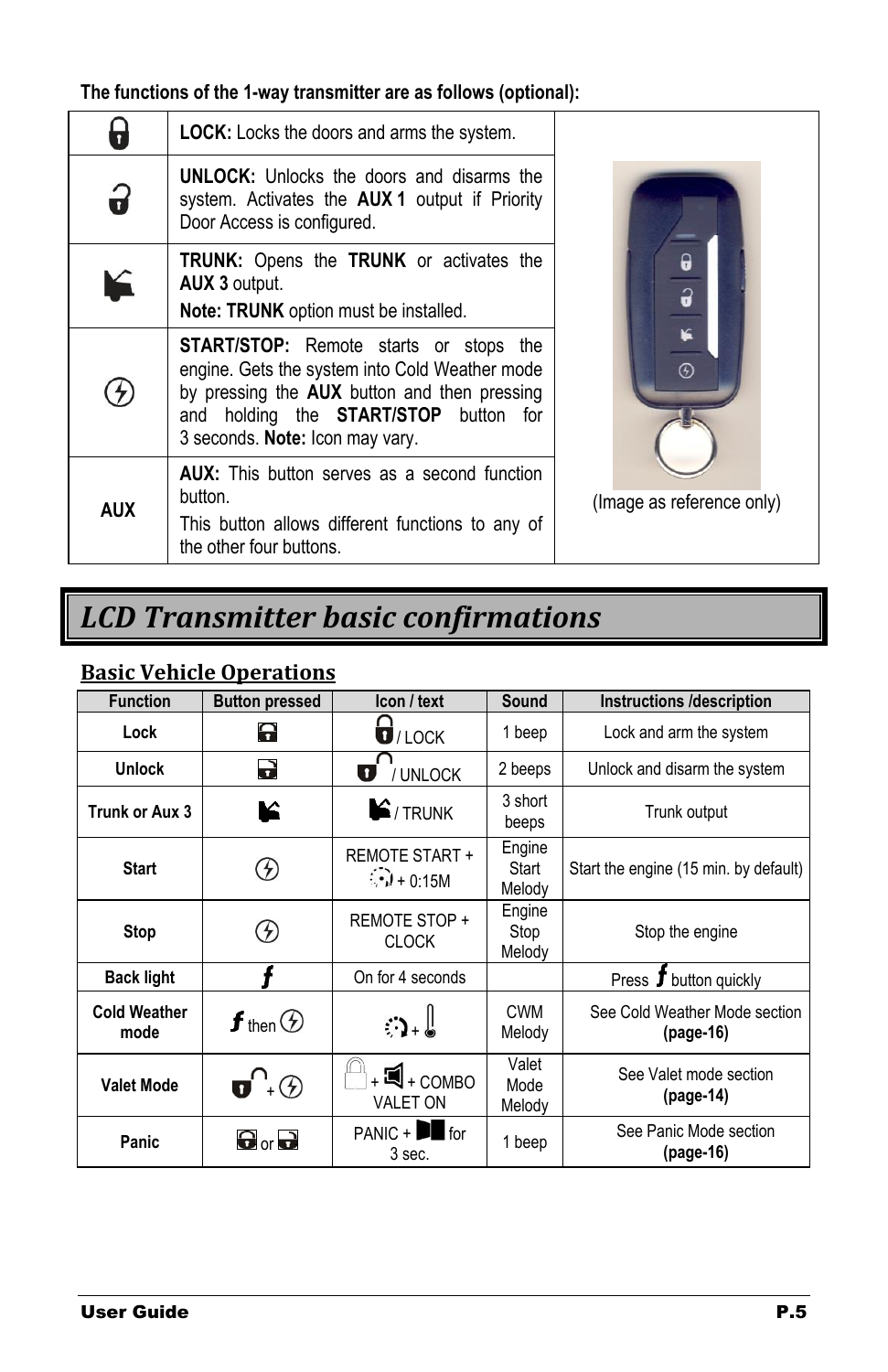**The functions of the 1-way transmitter are as follows (optional):**

| | | |
|---|---|---|
| | **LOCK:** Locks the doors and arms the system. | (Image as reference only) |
| | **UNLOCK:** Unlocks the doors and disarms the system. Activates the **AUX 1** output if Priority Door Access is configured. | |
| | **TRUNK:** Opens the **TRUNK** or activates the **AUX 3** output. **Note: TRUNK** option must be installed. | |
| | **START/STOP:** Remote starts or stops the engine. Gets the system into Cold Weather mode by pressing the **AUX** button and then pressing and holding the **START/STOP** button for 3 seconds. **Note:** Icon may vary. | |
| **AUX** | **AUX:** This button serves as a second function button. This button allows different functions to any of the other four buttons. | |

# *LCD Transmitter basic confirmations*

## Basic Vehicle Operations

| Function | Button pressed | Icon / text | Sound | Instructions /description |
|---|---|---|---|---|
| **Lock** | | / LOCK | 1 beep | Lock and arm the system |
| **Unlock** | | / UNLOCK | 2 beeps | Unlock and disarm the system |
| **Trunk or Aux 3** | | / TRUNK | 3 short beeps | Trunk output |
| **Start** | | REMOTE START + + 0:15M | Engine Start Melody | Start the engine (15 min. by default) |
| **Stop** | | REMOTE STOP + CLOCK | Engine Stop Melody | Stop the engine |
| **Back light** | *f* | On for 4 seconds | | Press *f* button quickly |
| **Cold Weather mode** | *f* then | + | CWM Melody | See Cold Weather Mode section **(page-16)** |
| **Valet Mode** | + | + + COMBO VALET ON | Valet Mode Melody | See Valet mode section **(page-14)** |
| **Panic** | or | PANIC + for 3 sec. | 1 beep | See Panic Mode section **(page-16)** |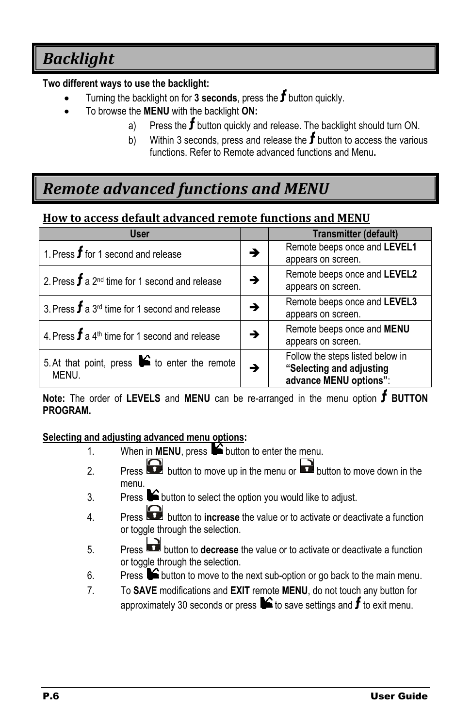# Backlight

**Two different ways to use the backlight:**

- Turning the backlight on for **3 seconds**, press the *f* button quickly.
- To browse the **MENU** with the backlight **ON:**
  - a) Press the *f* button quickly and release. The backlight should turn ON.
  - b) Within 3 seconds, press and release the *f* button to access the various functions. Refer to Remote advanced functions and Menu**.**

# Remote advanced functions and MENU

## How to access default advanced remote functions and MENU

| User | | Transmitter (default) |
| --- | --- | --- |
| 1. Press *f* for 1 second and release | → | Remote beeps once and **LEVEL1** appears on screen. |
| 2. Press *f* a 2nd time for 1 second and release | → | Remote beeps once and **LEVEL2** appears on screen. |
| 3. Press *f* a 3rd time for 1 second and release | → | Remote beeps once and **LEVEL3** appears on screen. |
| 4. Press *f* a 4th time for 1 second and release | → | Remote beeps once and **MENU** appears on screen. |
| 5. At that point, press ✓ to enter the remote MENU. | → | Follow the steps listed below in **"Selecting and adjusting advance MENU options"**: |

**Note:** The order of **LEVELS** and **MENU** can be re-arranged in the menu option *f* **BUTTON PROGRAM.**

**Selecting and adjusting advanced menu options:**

1. When in **MENU**, press ✓ button to enter the menu.
2. Press 🔒 button to move up in the menu or 🔓 button to move down in the menu.
3. Press ✓ button to select the option you would like to adjust.
4. Press 🔒 button to **increase** the value or to activate or deactivate a function or toggle through the selection.
5. Press 🔓 button to **decrease** the value or to activate or deactivate a function or toggle through the selection.
6. Press ✓ button to move to the next sub-option or go back to the main menu.
7. To **SAVE** modifications and **EXIT** remote **MENU**, do not touch any button for approximately 30 seconds or press ✓ to save settings and *f* to exit menu.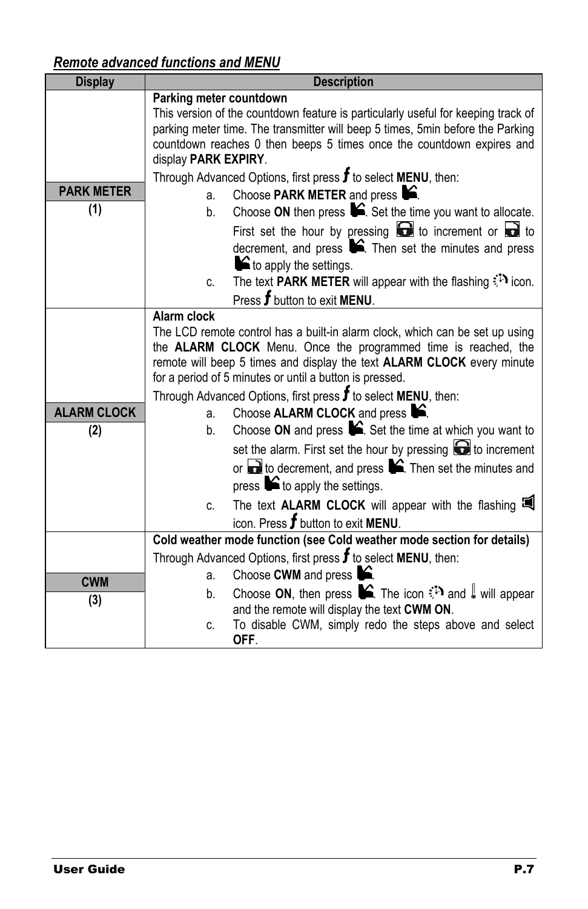## *Remote advanced functions and MENU*

| Display | Description |
|---|---|
| **PARK METER** **(1)** | **Parking meter countdown**<br>This version of the countdown feature is particularly useful for keeping track of parking meter time. The transmitter will beep 5 times, 5min before the Parking countdown reaches 0 then beeps 5 times once the countdown expires and display **PARK EXPIRY**.<br>Through Advanced Options, first press *f* to select **MENU**, then:<br>a. Choose **PARK METER** and press .<br>b. Choose **ON** then press . Set the time you want to allocate. First set the hour by pressing  to increment or  to decrement, and press . Then set the minutes and press  to apply the settings.<br>c. The text **PARK METER** will appear with the flashing  icon. Press *f* button to exit **MENU**. |
| **ALARM CLOCK** **(2)** | **Alarm clock**<br>The LCD remote control has a built-in alarm clock, which can be set up using the **ALARM CLOCK** Menu. Once the programmed time is reached, the remote will beep 5 times and display the text **ALARM CLOCK** every minute for a period of 5 minutes or until a button is pressed.<br>Through Advanced Options, first press *f* to select **MENU**, then:<br>a. Choose **ALARM CLOCK** and press .<br>b. Choose **ON** and press . Set the time at which you want to set the alarm. First set the hour by pressing  to increment or  to decrement, and press . Then set the minutes and press  to apply the settings.<br>c. The text **ALARM CLOCK** will appear with the flashing  icon. Press *f* button to exit **MENU**. |
| **CWM** **(3)** | **Cold weather mode function (see Cold weather mode section for details)**<br>Through Advanced Options, first press *f* to select **MENU**, then:<br>a. Choose **CWM** and press .<br>b. Choose **ON**, then press . The icon  and  will appear and the remote will display the text **CWM ON**.<br>c. To disable CWM, simply redo the steps above and select **OFF**. |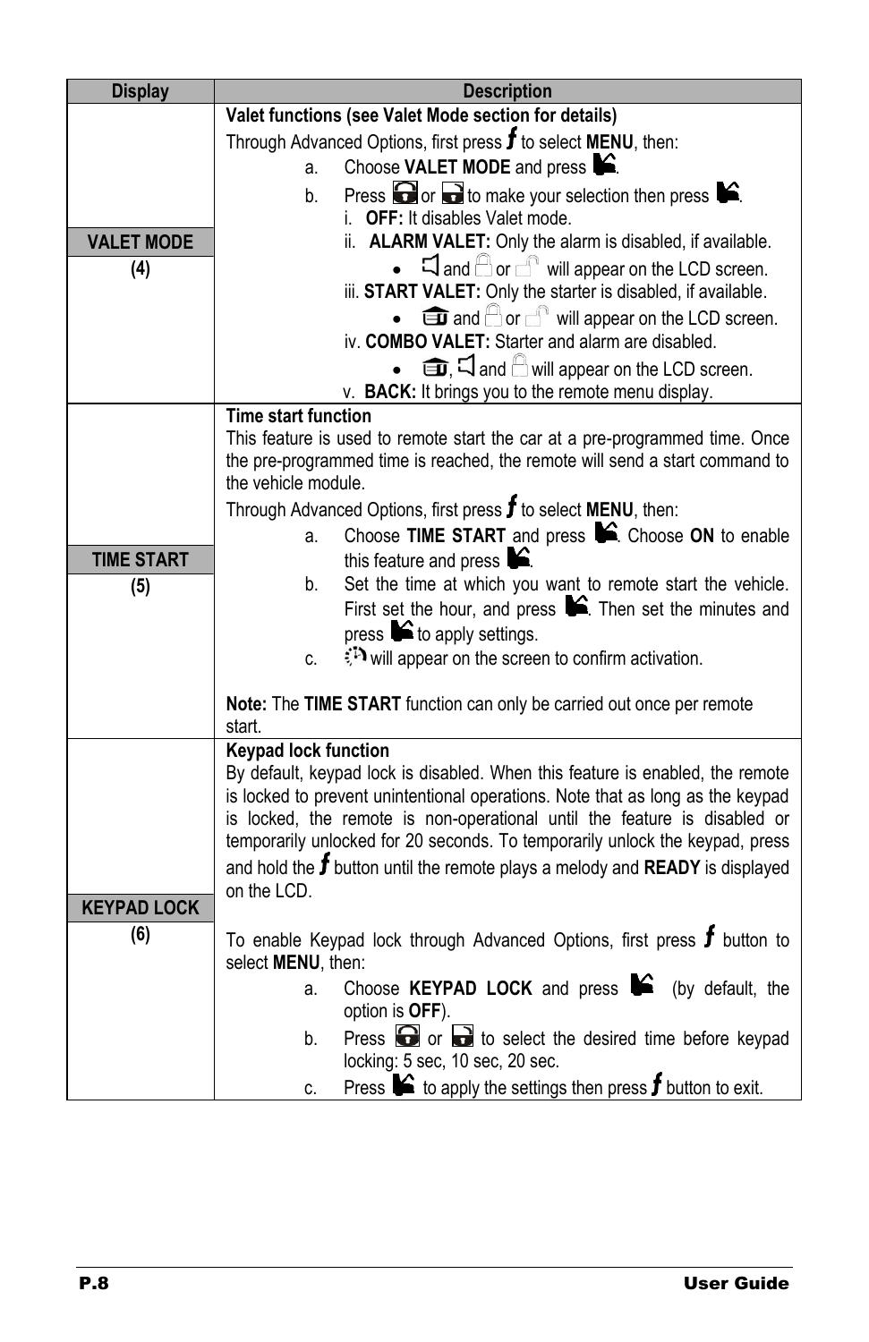| Display | Description |
|---|---|
| **VALET MODE** **(4)** | **Valet functions (see Valet Mode section for details)** Through Advanced Options, first press *f* to select **MENU**, then: a. Choose **VALET MODE** and press ✓. b. Press or to make your selection then press ✓. i. **OFF:** It disables Valet mode. ii. **ALARM VALET:** Only the alarm is disabled, if available. • and or will appear on the LCD screen. iii. **START VALET:** Only the starter is disabled, if available. • and or will appear on the LCD screen. iv. **COMBO VALET:** Starter and alarm are disabled. • , and will appear on the LCD screen. v. **BACK:** It brings you to the remote menu display. |
| **TIME START** **(5)** | **Time start function** This feature is used to remote start the car at a pre-programmed time. Once the pre-programmed time is reached, the remote will send a start command to the vehicle module. Through Advanced Options, first press *f* to select **MENU**, then: a. Choose **TIME START** and press ✓. Choose **ON** to enable this feature and press ✓. b. Set the time at which you want to remote start the vehicle. First set the hour, and press ✓. Then set the minutes and press ✓ to apply settings. c. will appear on the screen to confirm activation. **Note:** The **TIME START** function can only be carried out once per remote start. |
| **KEYPAD LOCK** **(6)** | **Keypad lock function** By default, keypad lock is disabled. When this feature is enabled, the remote is locked to prevent unintentional operations. Note that as long as the keypad is locked, the remote is non-operational until the feature is disabled or temporarily unlocked for 20 seconds. To temporarily unlock the keypad, press and hold the *f* button until the remote plays a melody and **READY** is displayed on the LCD. To enable Keypad lock through Advanced Options, first press *f* button to select **MENU**, then: a. Choose **KEYPAD LOCK** and press ✓ (by default, the option is **OFF**). b. Press or to select the desired time before keypad locking: 5 sec, 10 sec, 20 sec. c. Press ✓ to apply the settings then press *f* button to exit. |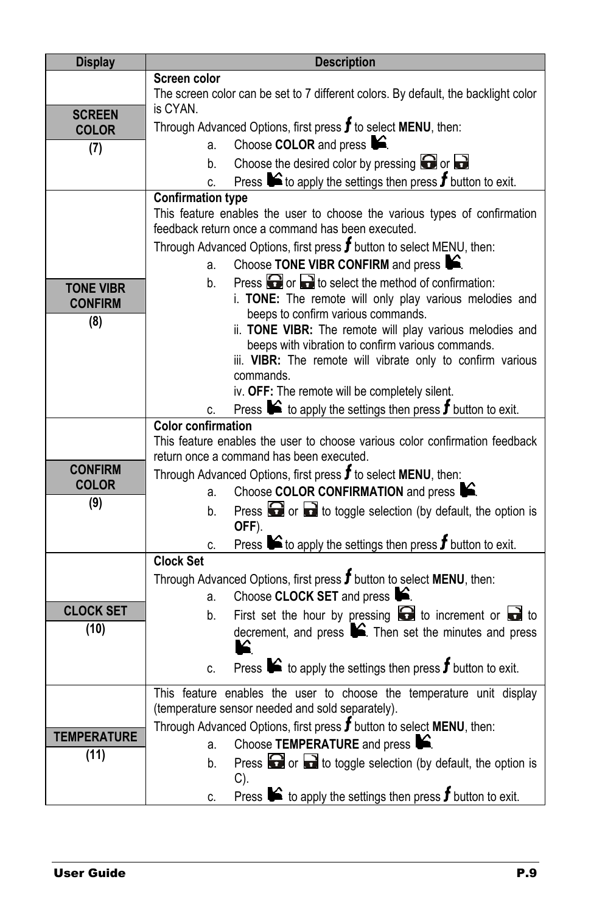| Display | Description |
|---|---|
| **SCREEN COLOR** **(7)** | **Screen color**<br>The screen color can be set to 7 different colors. By default, the backlight color is CYAN.<br>Through Advanced Options, first press *f* to select **MENU**, then:<br>a. Choose **COLOR** and press .<br>b. Choose the desired color by pressing  or <br>c. Press  to apply the settings then press *f* button to exit. |
| **TONE VIBR CONFIRM** **(8)** | **Confirmation type**<br>This feature enables the user to choose the various types of confirmation feedback return once a command has been executed.<br>Through Advanced Options, first press *f* button to select MENU, then:<br>a. Choose **TONE VIBR CONFIRM** and press .<br>b. Press  or  to select the method of confirmation:<br>i. **TONE:** The remote will only play various melodies and beeps to confirm various commands.<br>ii. **TONE VIBR:** The remote will play various melodies and beeps with vibration to confirm various commands.<br>iii. **VIBR:** The remote will vibrate only to confirm various commands.<br>iv. **OFF:** The remote will be completely silent.<br>c. Press  to apply the settings then press *f* button to exit. |
| **CONFIRM COLOR** **(9)** | **Color confirmation**<br>This feature enables the user to choose various color confirmation feedback return once a command has been executed.<br>Through Advanced Options, first press *f* to select **MENU**, then:<br>a. Choose **COLOR CONFIRMATION** and press .<br>b. Press  or  to toggle selection (by default, the option is **OFF**).<br>c. Press  to apply the settings then press *f* button to exit. |
| **CLOCK SET** **(10)** | **Clock Set**<br>Through Advanced Options, first press *f* button to select **MENU**, then:<br>a. Choose **CLOCK SET** and press .<br>b. First set the hour by pressing  to increment or  to decrement, and press . Then set the minutes and press .<br>c. Press  to apply the settings then press *f* button to exit. |
| **TEMPERATURE** **(11)** | This feature enables the user to choose the temperature unit display (temperature sensor needed and sold separately).<br>Through Advanced Options, first press *f* button to select **MENU**, then:<br>a. Choose **TEMPERATURE** and press .<br>b. Press  or  to toggle selection (by default, the option is C).<br>c. Press  to apply the settings then press *f* button to exit. |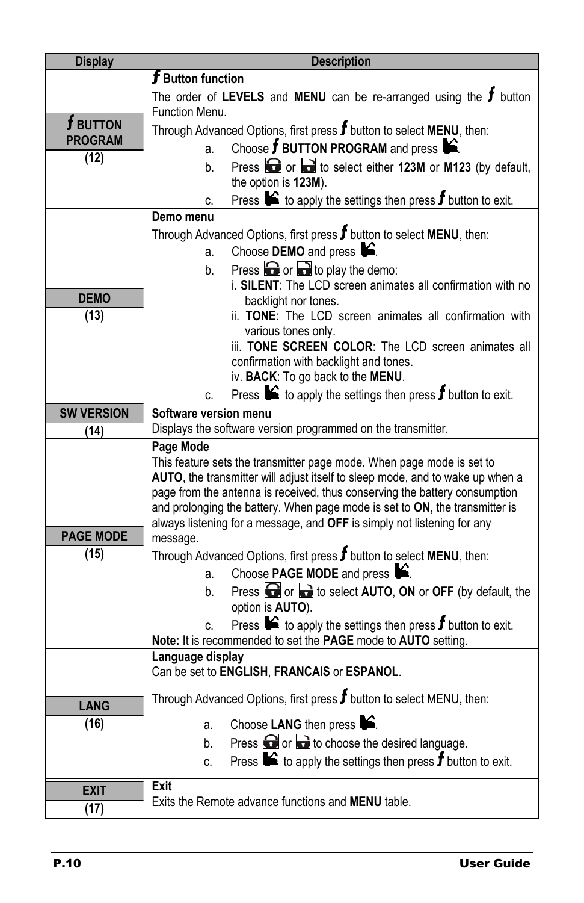| Display | Description |
|---|---|
| **ƒ BUTTON PROGRAM** **(12)** | **ƒ Button function**<br>The order of **LEVELS** and **MENU** can be re-arranged using the **ƒ** button Function Menu.<br>Through Advanced Options, first press **ƒ** button to select **MENU**, then:<br>a. Choose **ƒ BUTTON PROGRAM** and press .<br>b. Press  or  to select either **123M** or **M123** (by default, the option is **123M**).<br>c. Press  to apply the settings then press **ƒ** button to exit. |
| **DEMO** **(13)** | **Demo menu**<br>Through Advanced Options, first press **ƒ** button to select **MENU**, then:<br>a. Choose **DEMO** and press .<br>b. Press  or  to play the demo:<br>i. **SILENT**: The LCD screen animates all confirmation with no backlight nor tones.<br>ii. **TONE**: The LCD screen animates all confirmation with various tones only.<br>iii. **TONE SCREEN COLOR**: The LCD screen animates all confirmation with backlight and tones.<br>iv. **BACK**: To go back to the **MENU**.<br>c. Press  to apply the settings then press **ƒ** button to exit. |
| **SW VERSION** **(14)** | **Software version menu**<br>Displays the software version programmed on the transmitter. |
| **PAGE MODE** **(15)** | **Page Mode**<br>This feature sets the transmitter page mode. When page mode is set to **AUTO**, the transmitter will adjust itself to sleep mode, and to wake up when a page from the antenna is received, thus conserving the battery consumption and prolonging the battery. When page mode is set to **ON**, the transmitter is always listening for a message, and **OFF** is simply not listening for any message.<br>Through Advanced Options, first press **ƒ** button to select **MENU**, then:<br>a. Choose **PAGE MODE** and press .<br>b. Press  or  to select **AUTO**, **ON** or **OFF** (by default, the option is **AUTO**).<br>c. Press  to apply the settings then press **ƒ** button to exit.<br>**Note:** It is recommended to set the **PAGE** mode to **AUTO** setting. |
| **LANG** **(16)** | **Language display**<br>Can be set to **ENGLISH**, **FRANCAIS** or **ESPANOL**.<br>Through Advanced Options, first press **ƒ** button to select MENU, then:<br>a. Choose **LANG** then press .<br>b. Press  or  to choose the desired language.<br>c. Press  to apply the settings then press **ƒ** button to exit. |
| **EXIT** **(17)** | **Exit**<br>Exits the Remote advance functions and **MENU** table. |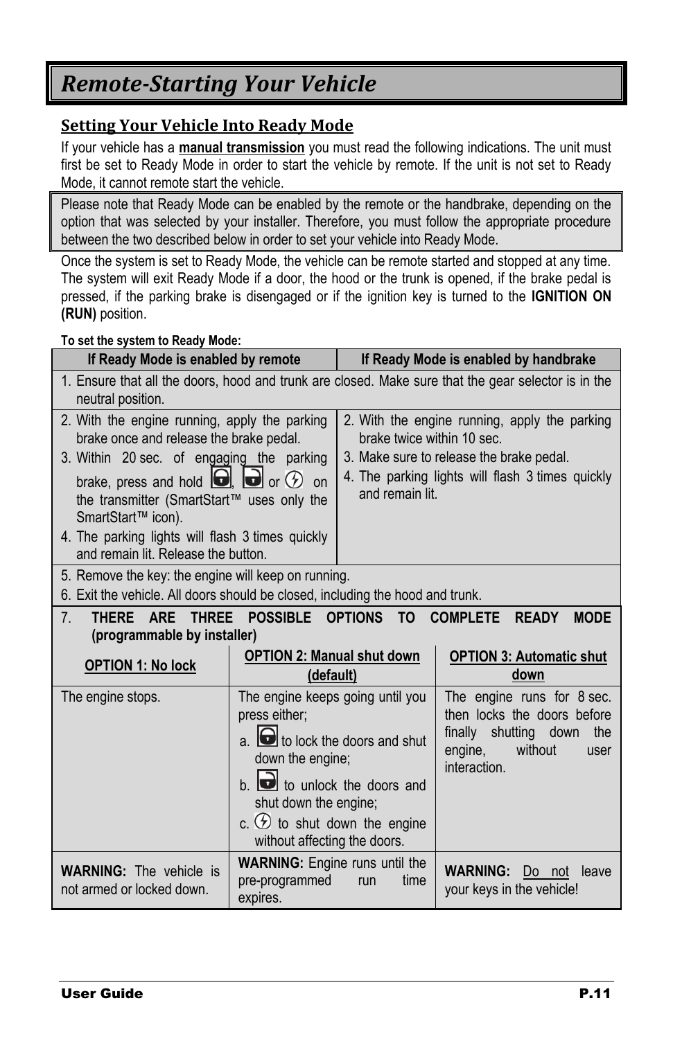# Remote-Starting Your Vehicle

## Setting Your Vehicle Into Ready Mode

If your vehicle has a **manual transmission** you must read the following indications. The unit must first be set to Ready Mode in order to start the vehicle by remote. If the unit is not set to Ready Mode, it cannot remote start the vehicle.

> Please note that Ready Mode can be enabled by the remote or the handbrake, depending on the option that was selected by your installer. Therefore, you must follow the appropriate procedure between the two described below in order to set your vehicle into Ready Mode.

Once the system is set to Ready Mode, the vehicle can be remote started and stopped at any time. The system will exit Ready Mode if a door, the hood or the trunk is opened, if the brake pedal is pressed, if the parking brake is disengaged or if the ignition key is turned to the **IGNITION ON (RUN)** position.

**To set the system to Ready Mode:**

| If Ready Mode is enabled by remote | If Ready Mode is enabled by handbrake |
|---|---|
| 1. Ensure that all the doors, hood and trunk are closed. Make sure that the gear selector is in the neutral position. | |
| 2. With the engine running, apply the parking brake once and release the brake pedal.<br>3. Within 20 sec. of engaging the parking brake, press and hold [lock], [unlock] or [start] on the transmitter (SmartStart™ uses only the SmartStart™ icon).<br>4. The parking lights will flash 3 times quickly and remain lit. Release the button. | 2. With the engine running, apply the parking brake twice within 10 sec.<br>3. Make sure to release the brake pedal.<br>4. The parking lights will flash 3 times quickly and remain lit. |
| 5. Remove the key: the engine will keep on running.<br>6. Exit the vehicle. All doors should be closed, including the hood and trunk. | |

| 7. **THERE ARE THREE POSSIBLE OPTIONS TO COMPLETE READY MODE (programmable by installer)** | | |
|---|---|---|
| **OPTION 1: No lock** | **OPTION 2: Manual shut down (default)** | **OPTION 3: Automatic shut down** |
| The engine stops. | The engine keeps going until you press either;<br>a. [lock] to lock the doors and shut down the engine;<br>b. [unlock] to unlock the doors and shut down the engine;<br>c. [start] to shut down the engine without affecting the doors. | The engine runs for 8 sec. then locks the doors before finally shutting down the engine, without user interaction. |
| **WARNING:** The vehicle is not armed or locked down. | **WARNING:** Engine runs until the pre-programmed run time expires. | **WARNING:** Do not leave your keys in the vehicle! |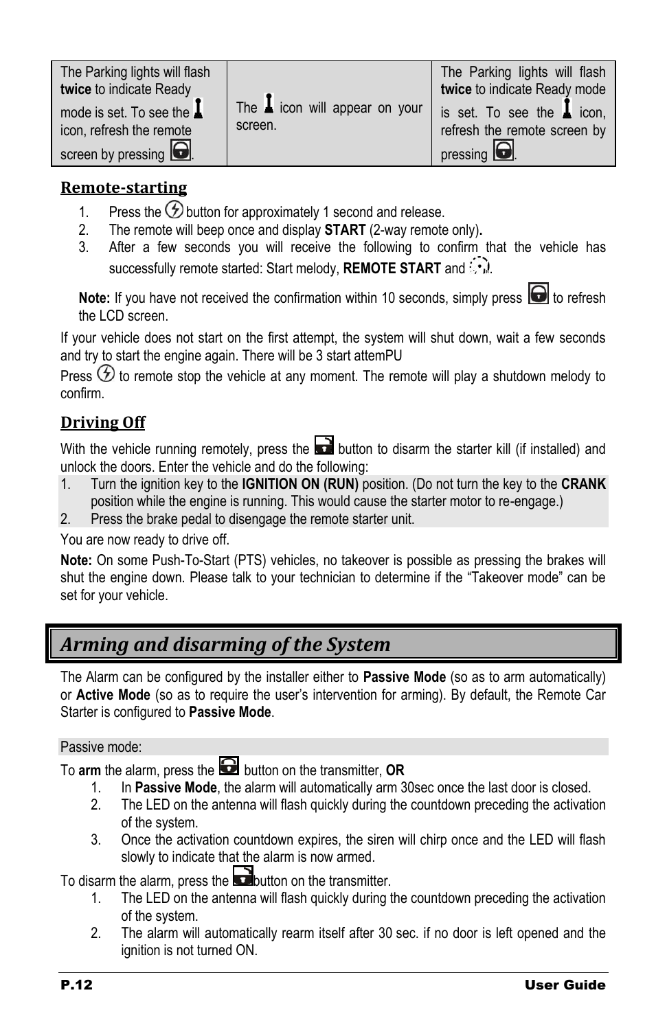| The Parking lights will flash **twice** to indicate Ready mode is set. To see the icon, refresh the remote screen by pressing . | The icon will appear on your screen. | The Parking lights will flash **twice** to indicate Ready mode is set. To see the icon, refresh the remote screen by pressing . |
|---|---|---|

### Remote-starting

1. Press the button for approximately 1 second and release.
2. The remote will beep once and display **START** (2-way remote only)**.**
3. After a few seconds you will receive the following to confirm that the vehicle has successfully remote started: Start melody, **REMOTE START** and .

**Note:** If you have not received the confirmation within 10 seconds, simply press to refresh the LCD screen.

If your vehicle does not start on the first attempt, the system will shut down, wait a few seconds and try to start the engine again. There will be 3 start attemPU

Press to remote stop the vehicle at any moment. The remote will play a shutdown melody to confirm.

### Driving Off

With the vehicle running remotely, press the button to disarm the starter kill (if installed) and unlock the doors. Enter the vehicle and do the following:

1. Turn the ignition key to the **IGNITION ON (RUN)** position. (Do not turn the key to the **CRANK** position while the engine is running. This would cause the starter motor to re-engage.)
2. Press the brake pedal to disengage the remote starter unit.

You are now ready to drive off.

**Note:** On some Push-To-Start (PTS) vehicles, no takeover is possible as pressing the brakes will shut the engine down. Please talk to your technician to determine if the "Takeover mode" can be set for your vehicle.

## *Arming and disarming of the System*

The Alarm can be configured by the installer either to **Passive Mode** (so as to arm automatically) or **Active Mode** (so as to require the user's intervention for arming). By default, the Remote Car Starter is configured to **Passive Mode**.

Passive mode:

To **arm** the alarm, press the button on the transmitter, **OR**

1. In **Passive Mode**, the alarm will automatically arm 30sec once the last door is closed.
2. The LED on the antenna will flash quickly during the countdown preceding the activation of the system.
3. Once the activation countdown expires, the siren will chirp once and the LED will flash slowly to indicate that the alarm is now armed.

To disarm the alarm, press the button on the transmitter.

1. The LED on the antenna will flash quickly during the countdown preceding the activation of the system.
2. The alarm will automatically rearm itself after 30 sec. if no door is left opened and the ignition is not turned ON.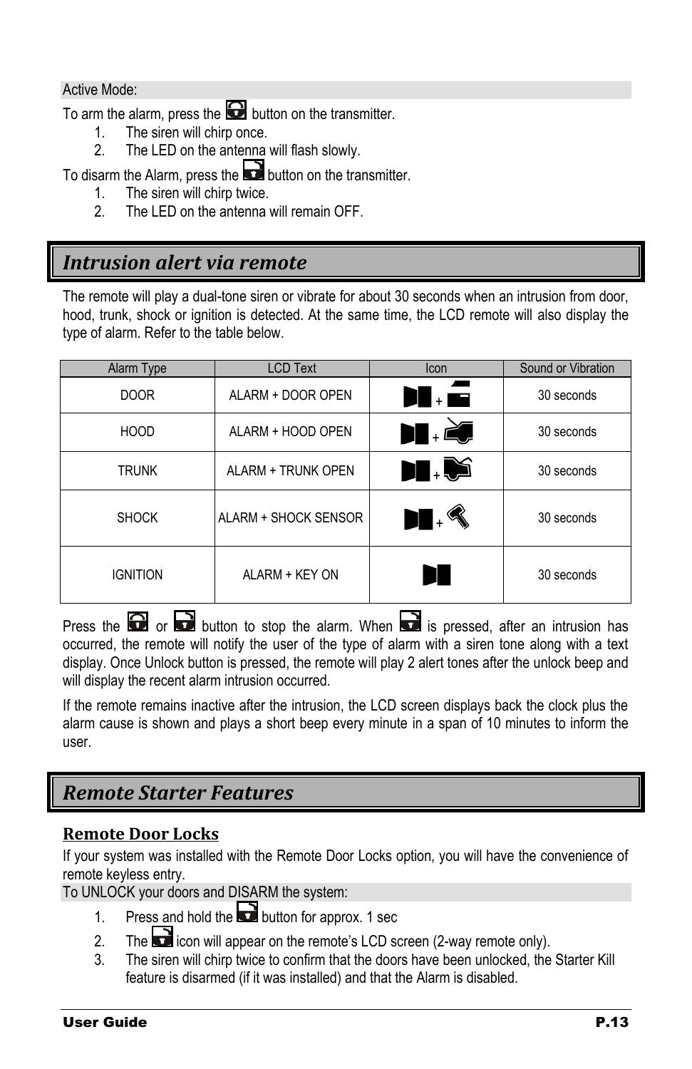Active Mode:

To arm the alarm, press the button on the transmitter.

1. The siren will chirp once.
2. The LED on the antenna will flash slowly.

To disarm the Alarm, press the button on the transmitter.

1. The siren will chirp twice.
2. The LED on the antenna will remain OFF.

## *Intrusion alert via remote*

The remote will play a dual-tone siren or vibrate for about 30 seconds when an intrusion from door, hood, trunk, shock or ignition is detected. At the same time, the LCD remote will also display the type of alarm. Refer to the table below.

| Alarm Type | LCD Text | Icon | Sound or Vibration |
|---|---|---|---|
| DOOR | ALARM + DOOR OPEN | + | 30 seconds |
| HOOD | ALARM + HOOD OPEN | + | 30 seconds |
| TRUNK | ALARM + TRUNK OPEN | + | 30 seconds |
| SHOCK | ALARM + SHOCK SENSOR | + | 30 seconds |
| IGNITION | ALARM + KEY ON | | 30 seconds |

Press the or button to stop the alarm. When is pressed, after an intrusion has occurred, the remote will notify the user of the type of alarm with a siren tone along with a text display. Once Unlock button is pressed, the remote will play 2 alert tones after the unlock beep and will display the recent alarm intrusion occurred.

If the remote remains inactive after the intrusion, the LCD screen displays back the clock plus the alarm cause is shown and plays a short beep every minute in a span of 10 minutes to inform the user.

## *Remote Starter Features*

### Remote Door Locks

If your system was installed with the Remote Door Locks option, you will have the convenience of remote keyless entry.

To UNLOCK your doors and DISARM the system:

1. Press and hold the button for approx. 1 sec
2. The icon will appear on the remote's LCD screen (2-way remote only).
3. The siren will chirp twice to confirm that the doors have been unlocked, the Starter Kill feature is disarmed (if it was installed) and that the Alarm is disabled.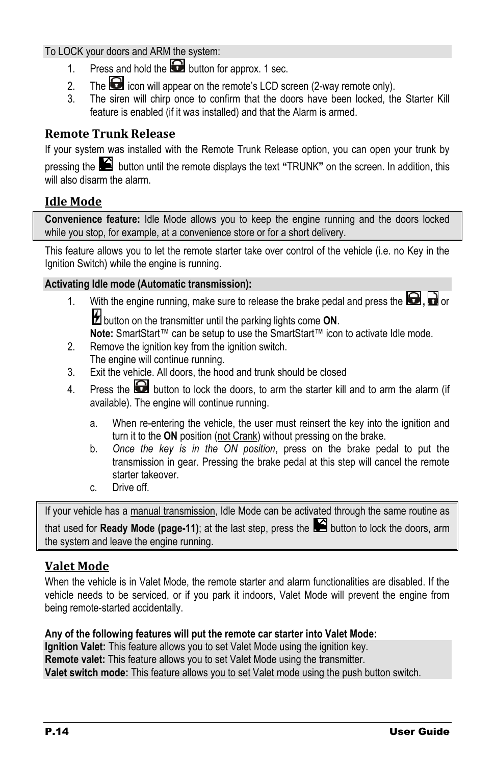To LOCK your doors and ARM the system:

1. Press and hold the button for approx. 1 sec.
2. The icon will appear on the remote's LCD screen (2-way remote only).
3. The siren will chirp once to confirm that the doors have been locked, the Starter Kill feature is enabled (if it was installed) and that the Alarm is armed.

## Remote Trunk Release

If your system was installed with the Remote Trunk Release option, you can open your trunk by pressing the button until the remote displays the text **"**TRUNK**"** on the screen. In addition, this will also disarm the alarm.

## Idle Mode

**Convenience feature:** Idle Mode allows you to keep the engine running and the doors locked while you stop, for example, at a convenience store or for a short delivery.

This feature allows you to let the remote starter take over control of the vehicle (i.e. no Key in the Ignition Switch) while the engine is running.

**Activating Idle mode (Automatic transmission):**

1. With the engine running, make sure to release the brake pedal and press the **,** or button on the transmitter until the parking lights come **ON**.
   **Note:** SmartStart™ can be setup to use the SmartStart™ icon to activate Idle mode.
2. Remove the ignition key from the ignition switch.
   The engine will continue running.
3. Exit the vehicle. All doors, the hood and trunk should be closed
4. Press the button to lock the doors, to arm the starter kill and to arm the alarm (if available). The engine will continue running.

   a. When re-entering the vehicle, the user must reinsert the key into the ignition and turn it to the **ON** position (not Crank) without pressing on the brake.
   b. *Once the key is in the ON position*, press on the brake pedal to put the transmission in gear. Pressing the brake pedal at this step will cancel the remote starter takeover.
   c. Drive off.

If your vehicle has a manual transmission, Idle Mode can be activated through the same routine as that used for **Ready Mode (page-11)**; at the last step, press the button to lock the doors, arm the system and leave the engine running.

## Valet Mode

When the vehicle is in Valet Mode, the remote starter and alarm functionalities are disabled. If the vehicle needs to be serviced, or if you park it indoors, Valet Mode will prevent the engine from being remote-started accidentally.

**Any of the following features will put the remote car starter into Valet Mode:**

**Ignition Valet:** This feature allows you to set Valet Mode using the ignition key.
**Remote valet:** This feature allows you to set Valet Mode using the transmitter.
**Valet switch mode:** This feature allows you to set Valet mode using the push button switch.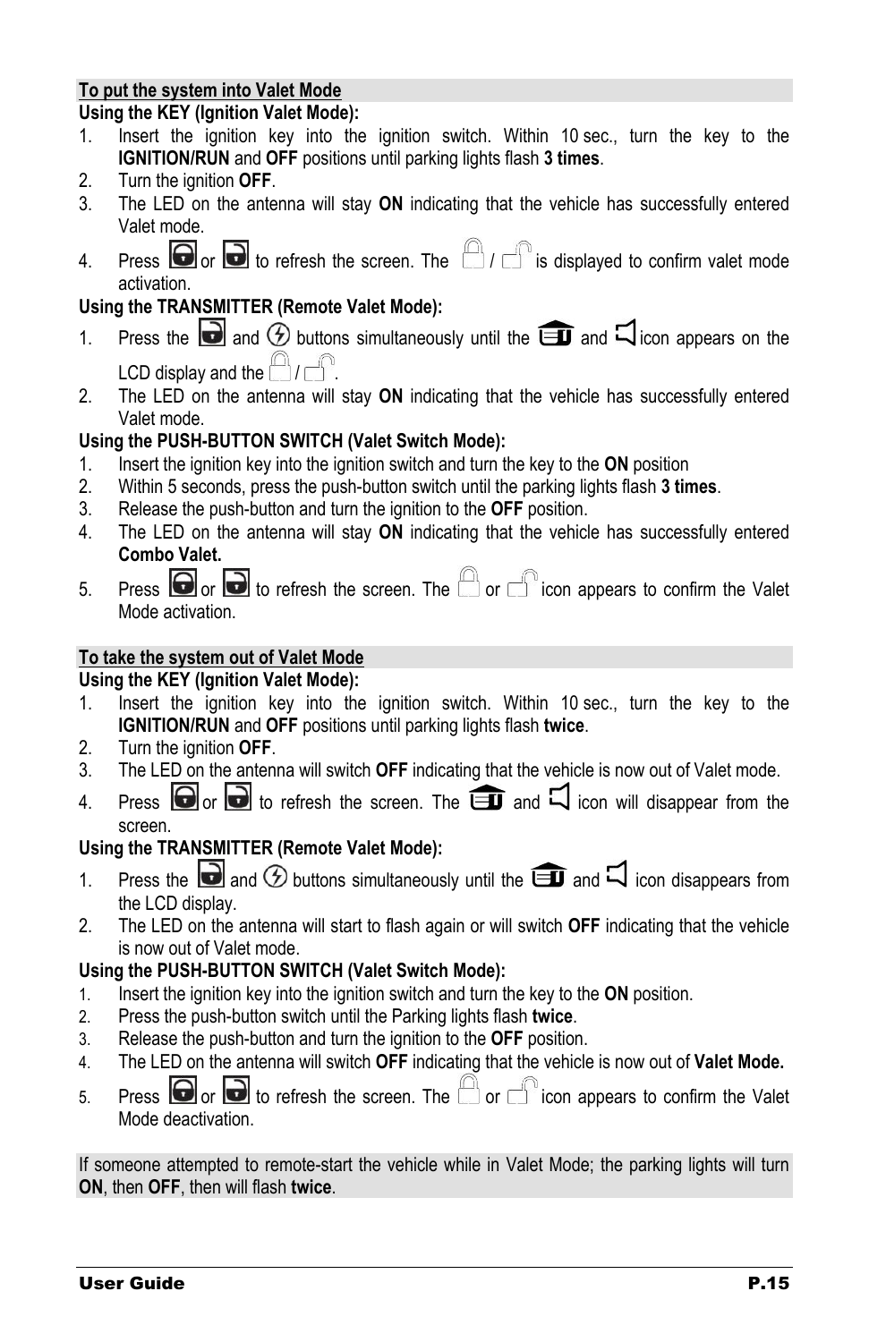### To put the system into Valet Mode

**Using the KEY (Ignition Valet Mode):**

1. Insert the ignition key into the ignition switch. Within 10 sec., turn the key to the **IGNITION/RUN** and **OFF** positions until parking lights flash **3 times**.
2. Turn the ignition **OFF**.
3. The LED on the antenna will stay **ON** indicating that the vehicle has successfully entered Valet mode.
4. Press or to refresh the screen. The / is displayed to confirm valet mode activation.

**Using the TRANSMITTER (Remote Valet Mode):**

1. Press the and buttons simultaneously until the and icon appears on the LCD display and the / .
2. The LED on the antenna will stay **ON** indicating that the vehicle has successfully entered Valet mode.

**Using the PUSH-BUTTON SWITCH (Valet Switch Mode):**

1. Insert the ignition key into the ignition switch and turn the key to the **ON** position
2. Within 5 seconds, press the push-button switch until the parking lights flash **3 times**.
3. Release the push-button and turn the ignition to the **OFF** position.
4. The LED on the antenna will stay **ON** indicating that the vehicle has successfully entered **Combo Valet.**
5. Press or to refresh the screen. The or icon appears to confirm the Valet Mode activation.

### To take the system out of Valet Mode

**Using the KEY (Ignition Valet Mode):**

1. Insert the ignition key into the ignition switch. Within 10 sec., turn the key to the **IGNITION/RUN** and **OFF** positions until parking lights flash **twice**.
2. Turn the ignition **OFF**.
3. The LED on the antenna will switch **OFF** indicating that the vehicle is now out of Valet mode.
4. Press or to refresh the screen. The and icon will disappear from the screen.

**Using the TRANSMITTER (Remote Valet Mode):**

1. Press the and buttons simultaneously until the and icon disappears from the LCD display.
2. The LED on the antenna will start to flash again or will switch **OFF** indicating that the vehicle is now out of Valet mode.

**Using the PUSH-BUTTON SWITCH (Valet Switch Mode):**

1. Insert the ignition key into the ignition switch and turn the key to the **ON** position.
2. Press the push-button switch until the Parking lights flash **twice**.
3. Release the push-button and turn the ignition to the **OFF** position.
4. The LED on the antenna will switch **OFF** indicating that the vehicle is now out of **Valet Mode.**
5. Press or to refresh the screen. The or icon appears to confirm the Valet Mode deactivation.

If someone attempted to remote-start the vehicle while in Valet Mode; the parking lights will turn **ON**, then **OFF**, then will flash **twice**.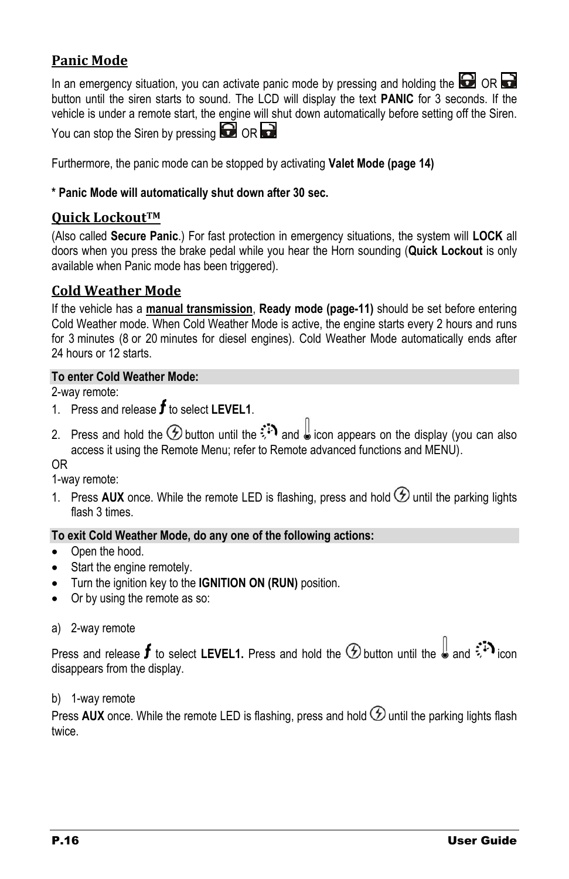## Panic Mode

In an emergency situation, you can activate panic mode by pressing and holding the [lock] OR [unlock] button until the siren starts to sound. The LCD will display the text **PANIC** for 3 seconds. If the vehicle is under a remote start, the engine will shut down automatically before setting off the Siren. You can stop the Siren by pressing [lock] OR [unlock]

Furthermore, the panic mode can be stopped by activating **Valet Mode (page 14)**

**\* Panic Mode will automatically shut down after 30 sec.**

## Quick Lockout™

(Also called **Secure Panic**.) For fast protection in emergency situations, the system will **LOCK** all doors when you press the brake pedal while you hear the Horn sounding (**Quick Lockout** is only available when Panic mode has been triggered).

## Cold Weather Mode

If the vehicle has a **manual transmission**, **Ready mode (page-11)** should be set before entering Cold Weather mode. When Cold Weather Mode is active, the engine starts every 2 hours and runs for 3 minutes (8 or 20 minutes for diesel engines). Cold Weather Mode automatically ends after 24 hours or 12 starts.

**To enter Cold Weather Mode:**

2-way remote:

1. Press and release *f* to select **LEVEL1**.
2. Press and hold the [start] button until the [start] and [thermometer] icon appears on the display (you can also access it using the Remote Menu; refer to Remote advanced functions and MENU).

OR

1-way remote:

1. Press **AUX** once. While the remote LED is flashing, press and hold [start] until the parking lights flash 3 times.

**To exit Cold Weather Mode, do any one of the following actions:**

- Open the hood.
- Start the engine remotely.
- Turn the ignition key to the **IGNITION ON (RUN)** position.
- Or by using the remote as so:

a) 2-way remote

Press and release *f* to select **LEVEL1.** Press and hold the [start] button until the [thermometer] and [start] icon disappears from the display.

b) 1-way remote

Press **AUX** once. While the remote LED is flashing, press and hold [start] until the parking lights flash twice.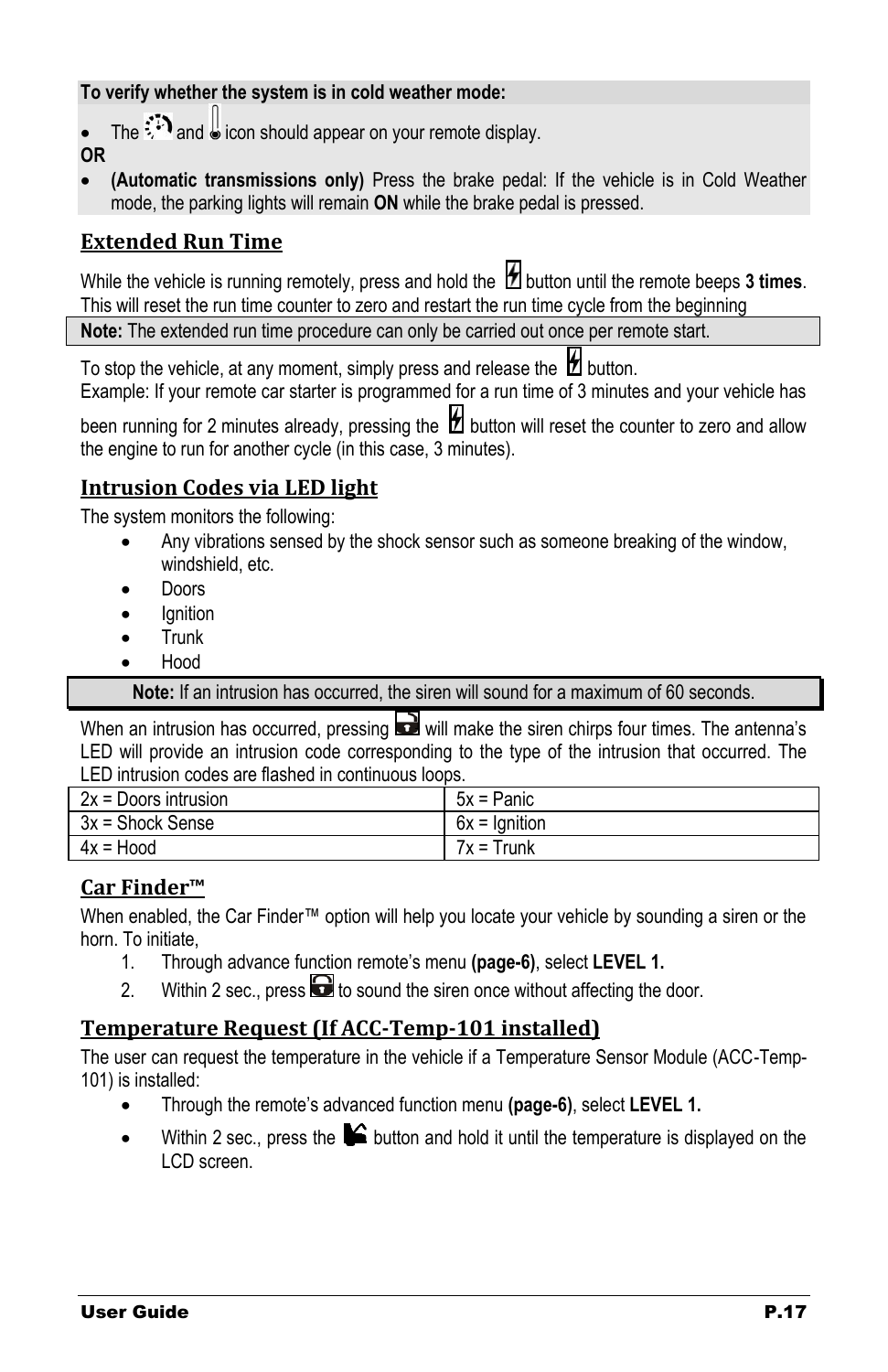**To verify whether the system is in cold weather mode:**

- The and icon should appear on your remote display.

**OR**

- **(Automatic transmissions only)** Press the brake pedal: If the vehicle is in Cold Weather mode, the parking lights will remain **ON** while the brake pedal is pressed.

## Extended Run Time

While the vehicle is running remotely, press and hold the button until the remote beeps **3 times**. This will reset the run time counter to zero and restart the run time cycle from the beginning

**Note:** The extended run time procedure can only be carried out once per remote start.

To stop the vehicle, at any moment, simply press and release the button.
Example: If your remote car starter is programmed for a run time of 3 minutes and your vehicle has been running for 2 minutes already, pressing the button will reset the counter to zero and allow the engine to run for another cycle (in this case, 3 minutes).

## Intrusion Codes via LED light

The system monitors the following:

- Any vibrations sensed by the shock sensor such as someone breaking of the window, windshield, etc.
- Doors
- Ignition
- Trunk
- Hood

**Note:** If an intrusion has occurred, the siren will sound for a maximum of 60 seconds.

When an intrusion has occurred, pressing will make the siren chirps four times. The antenna's LED will provide an intrusion code corresponding to the type of the intrusion that occurred. The LED intrusion codes are flashed in continuous loops.

| | |
|---|---|
| 2x = Doors intrusion | 5x = Panic |
| 3x = Shock Sense | 6x = Ignition |
| 4x = Hood | 7x = Trunk |

## Car Finder™

When enabled, the Car Finder™ option will help you locate your vehicle by sounding a siren or the horn. To initiate,

1. Through advance function remote's menu **(page-6)**, select **LEVEL 1.**
2. Within 2 sec., press to sound the siren once without affecting the door.

## Temperature Request (If ACC-Temp-101 installed)

The user can request the temperature in the vehicle if a Temperature Sensor Module (ACC-Temp-101) is installed:

- Through the remote's advanced function menu **(page-6)**, select **LEVEL 1.**
- Within 2 sec., press the button and hold it until the temperature is displayed on the LCD screen.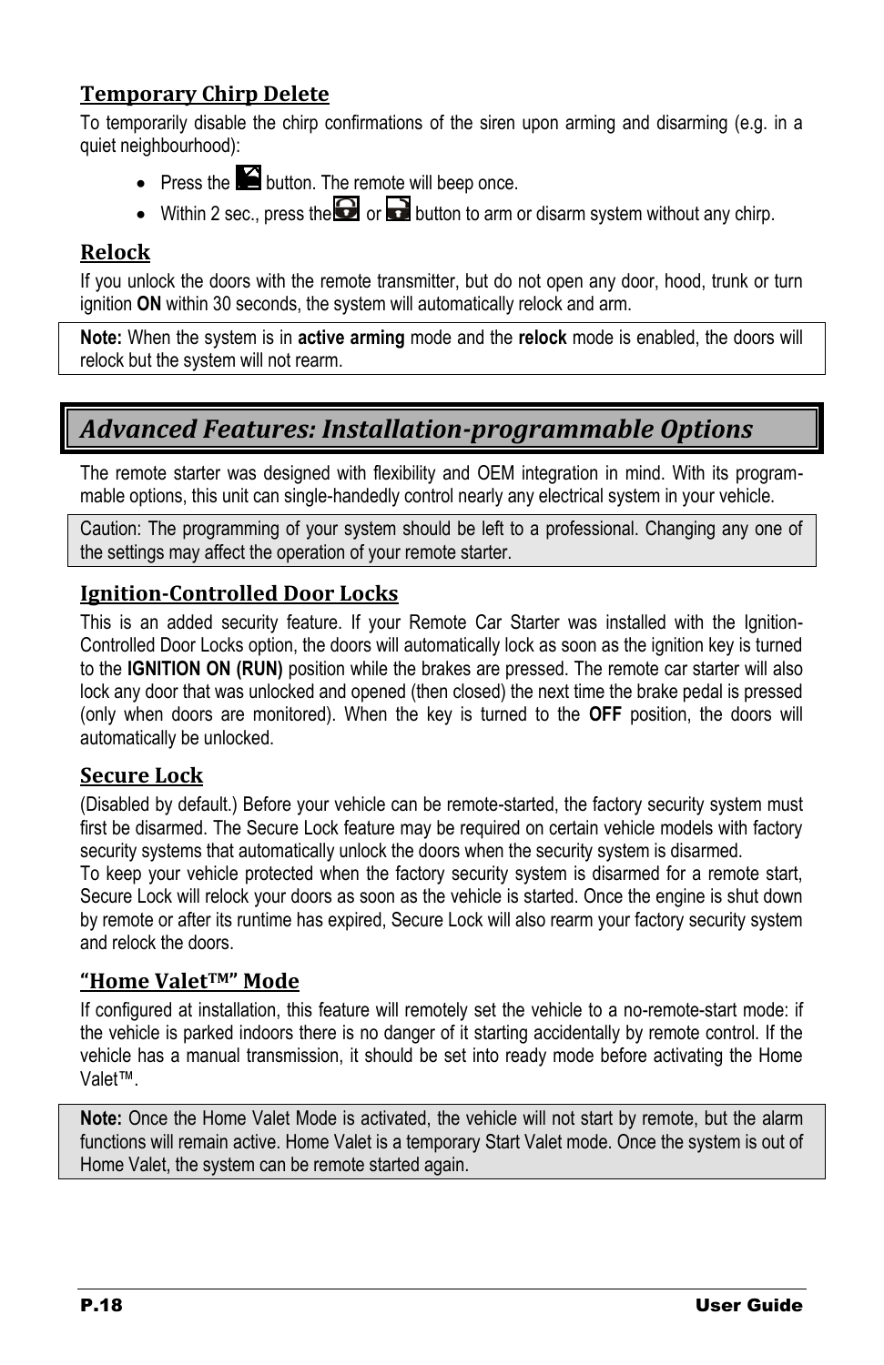### Temporary Chirp Delete

To temporarily disable the chirp confirmations of the siren upon arming and disarming (e.g. in a quiet neighbourhood):

- Press the button. The remote will beep once.
- Within 2 sec., press the or button to arm or disarm system without any chirp.

### Relock

If you unlock the doors with the remote transmitter, but do not open any door, hood, trunk or turn ignition **ON** within 30 seconds, the system will automatically relock and arm.

**Note:** When the system is in **active arming** mode and the **relock** mode is enabled, the doors will relock but the system will not rearm.

## *Advanced Features: Installation-programmable Options*

The remote starter was designed with flexibility and OEM integration in mind. With its programmable options, this unit can single-handedly control nearly any electrical system in your vehicle.

Caution: The programming of your system should be left to a professional. Changing any one of the settings may affect the operation of your remote starter.

### Ignition-Controlled Door Locks

This is an added security feature. If your Remote Car Starter was installed with the Ignition-Controlled Door Locks option, the doors will automatically lock as soon as the ignition key is turned to the **IGNITION ON (RUN)** position while the brakes are pressed. The remote car starter will also lock any door that was unlocked and opened (then closed) the next time the brake pedal is pressed (only when doors are monitored). When the key is turned to the **OFF** position, the doors will automatically be unlocked.

### Secure Lock

(Disabled by default.) Before your vehicle can be remote-started, the factory security system must first be disarmed. The Secure Lock feature may be required on certain vehicle models with factory security systems that automatically unlock the doors when the security system is disarmed.

To keep your vehicle protected when the factory security system is disarmed for a remote start, Secure Lock will relock your doors as soon as the vehicle is started. Once the engine is shut down by remote or after its runtime has expired, Secure Lock will also rearm your factory security system and relock the doors.

### "Home Valet™" Mode

If configured at installation, this feature will remotely set the vehicle to a no-remote-start mode: if the vehicle is parked indoors there is no danger of it starting accidentally by remote control. If the vehicle has a manual transmission, it should be set into ready mode before activating the Home Valet™.

**Note:** Once the Home Valet Mode is activated, the vehicle will not start by remote, but the alarm functions will remain active. Home Valet is a temporary Start Valet mode. Once the system is out of Home Valet, the system can be remote started again.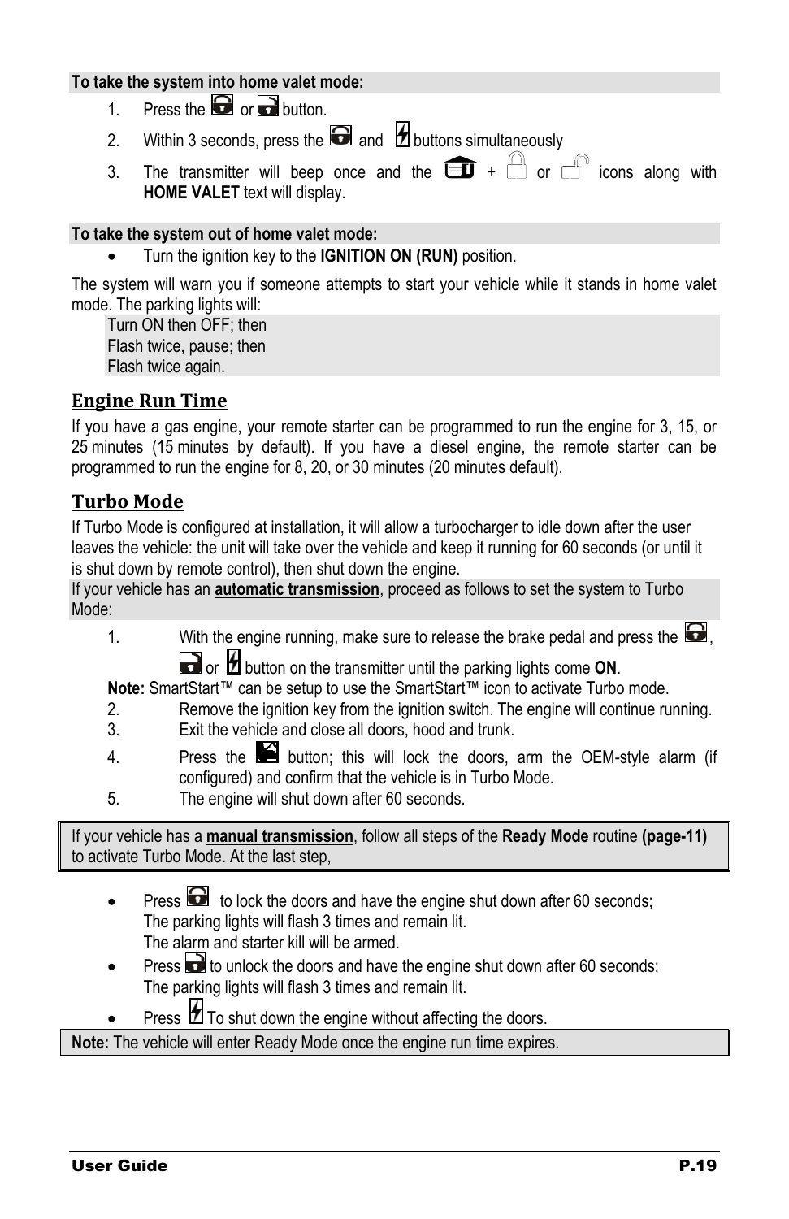**To take the system into home valet mode:**

1. Press the or button.
2. Within 3 seconds, press the and buttons simultaneously
3. The transmitter will beep once and the + or icons along with **HOME VALET** text will display.

**To take the system out of home valet mode:**

- Turn the ignition key to the **IGNITION ON (RUN)** position.

The system will warn you if someone attempts to start your vehicle while it stands in home valet mode. The parking lights will:

Turn ON then OFF; then
Flash twice, pause; then
Flash twice again.

## Engine Run Time

If you have a gas engine, your remote starter can be programmed to run the engine for 3, 15, or 25 minutes (15 minutes by default). If you have a diesel engine, the remote starter can be programmed to run the engine for 8, 20, or 30 minutes (20 minutes default).

## Turbo Mode

If Turbo Mode is configured at installation, it will allow a turbocharger to idle down after the user leaves the vehicle: the unit will take over the vehicle and keep it running for 60 seconds (or until it is shut down by remote control), then shut down the engine.

If your vehicle has an **automatic transmission**, proceed as follows to set the system to Turbo Mode:

1. With the engine running, make sure to release the brake pedal and press the , or button on the transmitter until the parking lights come **ON**.

   **Note:** SmartStart™ can be setup to use the SmartStart™ icon to activate Turbo mode.
2. Remove the ignition key from the ignition switch. The engine will continue running.
3. Exit the vehicle and close all doors, hood and trunk.
4. Press the button; this will lock the doors, arm the OEM-style alarm (if configured) and confirm that the vehicle is in Turbo Mode.
5. The engine will shut down after 60 seconds.

If your vehicle has a **manual transmission**, follow all steps of the **Ready Mode** routine **(page-11)** to activate Turbo Mode. At the last step,

- Press to lock the doors and have the engine shut down after 60 seconds;
  The parking lights will flash 3 times and remain lit.
  The alarm and starter kill will be armed.
- Press to unlock the doors and have the engine shut down after 60 seconds;
  The parking lights will flash 3 times and remain lit.
- Press To shut down the engine without affecting the doors.

**Note:** The vehicle will enter Ready Mode once the engine run time expires.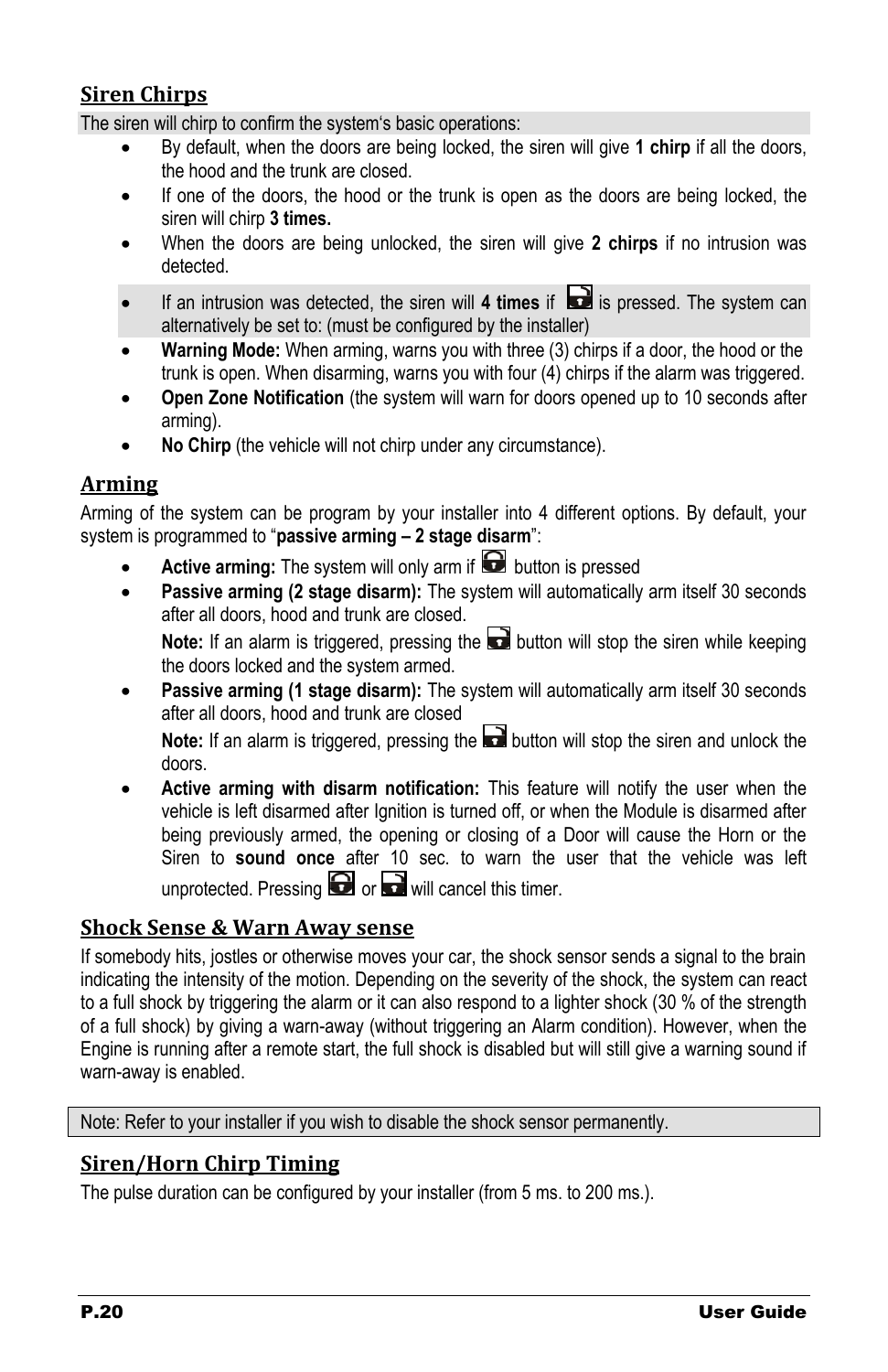## Siren Chirps

The siren will chirp to confirm the system's basic operations:

- By default, when the doors are being locked, the siren will give **1 chirp** if all the doors, the hood and the trunk are closed.
- If one of the doors, the hood or the trunk is open as the doors are being locked, the siren will chirp **3 times.**
- When the doors are being unlocked, the siren will give **2 chirps** if no intrusion was detected.
- If an intrusion was detected, the siren will **4 times** if  is pressed. The system can alternatively be set to: (must be configured by the installer)
- **Warning Mode:** When arming, warns you with three (3) chirps if a door, the hood or the trunk is open. When disarming, warns you with four (4) chirps if the alarm was triggered.
- **Open Zone Notification** (the system will warn for doors opened up to 10 seconds after arming).
- **No Chirp** (the vehicle will not chirp under any circumstance).

## Arming

Arming of the system can be program by your installer into 4 different options. By default, your system is programmed to "**passive arming – 2 stage disarm**":

- **Active arming:** The system will only arm if  button is pressed
- **Passive arming (2 stage disarm):** The system will automatically arm itself 30 seconds after all doors, hood and trunk are closed.

  **Note:** If an alarm is triggered, pressing the  button will stop the siren while keeping the doors locked and the system armed.
- **Passive arming (1 stage disarm):** The system will automatically arm itself 30 seconds after all doors, hood and trunk are closed

  **Note:** If an alarm is triggered, pressing the  button will stop the siren and unlock the doors.
- **Active arming with disarm notification:** This feature will notify the user when the vehicle is left disarmed after Ignition is turned off, or when the Module is disarmed after being previously armed, the opening or closing of a Door will cause the Horn or the Siren to **sound once** after 10 sec. to warn the user that the vehicle was left unprotected. Pressing  or  will cancel this timer.

## Shock Sense & Warn Away sense

If somebody hits, jostles or otherwise moves your car, the shock sensor sends a signal to the brain indicating the intensity of the motion. Depending on the severity of the shock, the system can react to a full shock by triggering the alarm or it can also respond to a lighter shock (30 % of the strength of a full shock) by giving a warn-away (without triggering an Alarm condition). However, when the Engine is running after a remote start, the full shock is disabled but will still give a warning sound if warn-away is enabled.

Note: Refer to your installer if you wish to disable the shock sensor permanently.

## Siren/Horn Chirp Timing

The pulse duration can be configured by your installer (from 5 ms. to 200 ms.).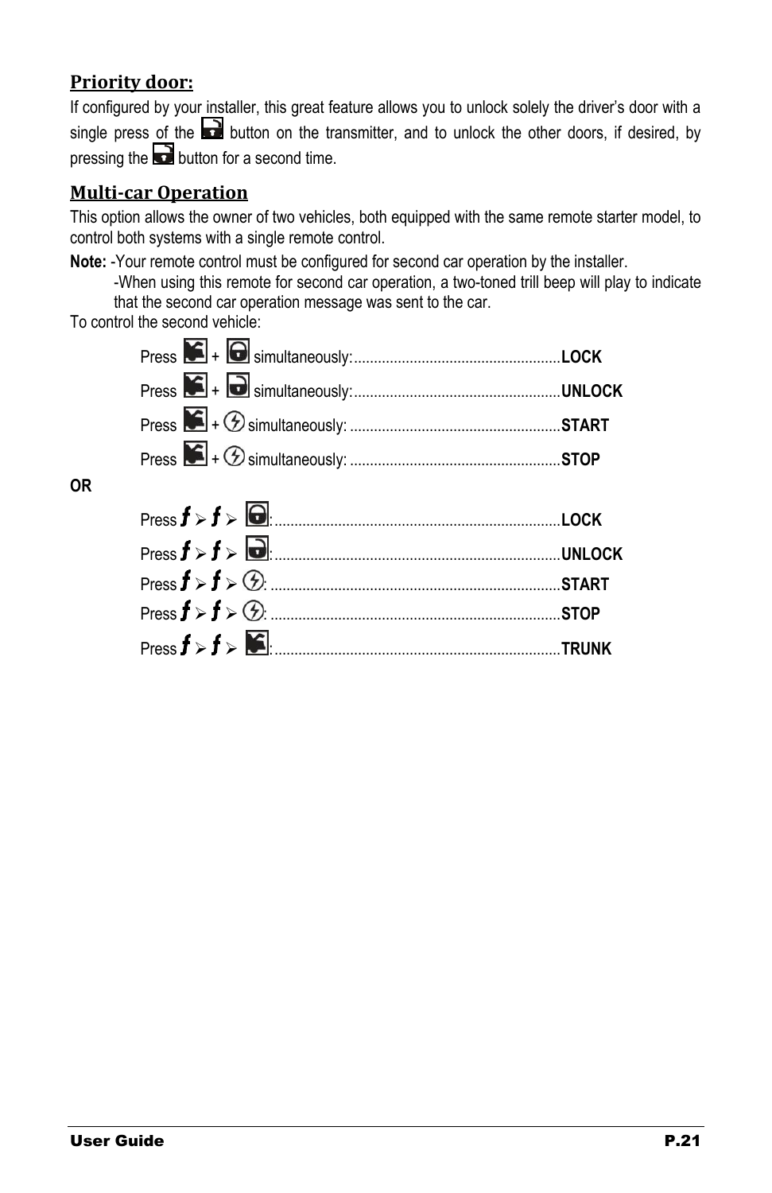## Priority door:

If configured by your installer, this great feature allows you to unlock solely the driver's door with a single press of the [unlock] button on the transmitter, and to unlock the other doors, if desired, by pressing the [unlock] button for a second time.

## Multi-car Operation

This option allows the owner of two vehicles, both equipped with the same remote starter model, to control both systems with a single remote control.

**Note:** -Your remote control must be configured for second car operation by the installer.

-When using this remote for second car operation, a two-toned trill beep will play to indicate that the second car operation message was sent to the car.

To control the second vehicle:

Press [trunk] + [lock] simultaneously:....................................................**LOCK**

Press [trunk] + [unlock] simultaneously:....................................................**UNLOCK**

Press [trunk] + [start] simultaneously: .....................................................**START**

Press [trunk] + [start] simultaneously: .....................................................**STOP**

**OR**

Press *f* ➢ *f* ➢ [lock]: .......................................................................**LOCK**

Press *f* ➢ *f* ➢ [unlock]: .......................................................................**UNLOCK**

Press *f* ➢ *f* ➢ [start]: ........................................................................**START**

Press *f* ➢ *f* ➢ [start]: ........................................................................**STOP**

Press *f* ➢ *f* ➢ [trunk]: .......................................................................**TRUNK**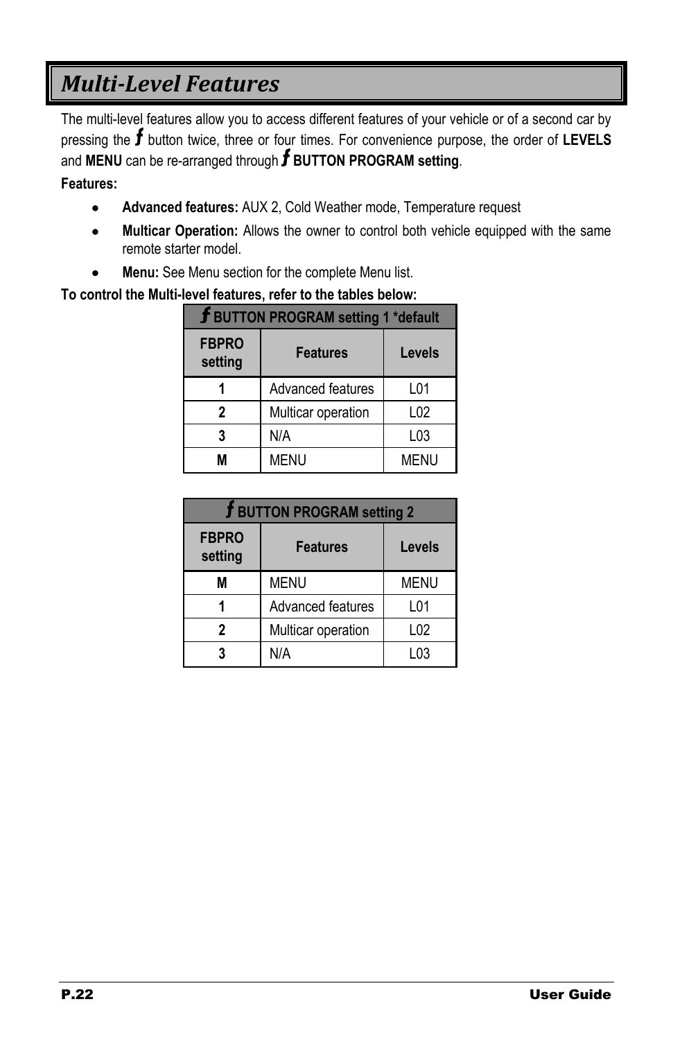# *Multi-Level Features*

The multi-level features allow you to access different features of your vehicle or of a second car by pressing the *ƒ* button twice, three or four times. For convenience purpose, the order of **LEVELS** and **MENU** can be re-arranged through *ƒ* **BUTTON PROGRAM setting**.

**Features:**

- **Advanced features:** AUX 2, Cold Weather mode, Temperature request
- **Multicar Operation:** Allows the owner to control both vehicle equipped with the same remote starter model.
- **Menu:** See Menu section for the complete Menu list.

**To control the Multi-level features, refer to the tables below:**

| *ƒ* BUTTON PROGRAM setting 1 *default | | |
|---|---|---|
| **FBPRO setting** | **Features** | **Levels** |
| **1** | Advanced features | L01 |
| **2** | Multicar operation | L02 |
| **3** | N/A | L03 |
| **M** | MENU | MENU |

| *ƒ* BUTTON PROGRAM setting 2 | | |
|---|---|---|
| **FBPRO setting** | **Features** | **Levels** |
| **M** | MENU | MENU |
| **1** | Advanced features | L01 |
| **2** | Multicar operation | L02 |
| **3** | N/A | L03 |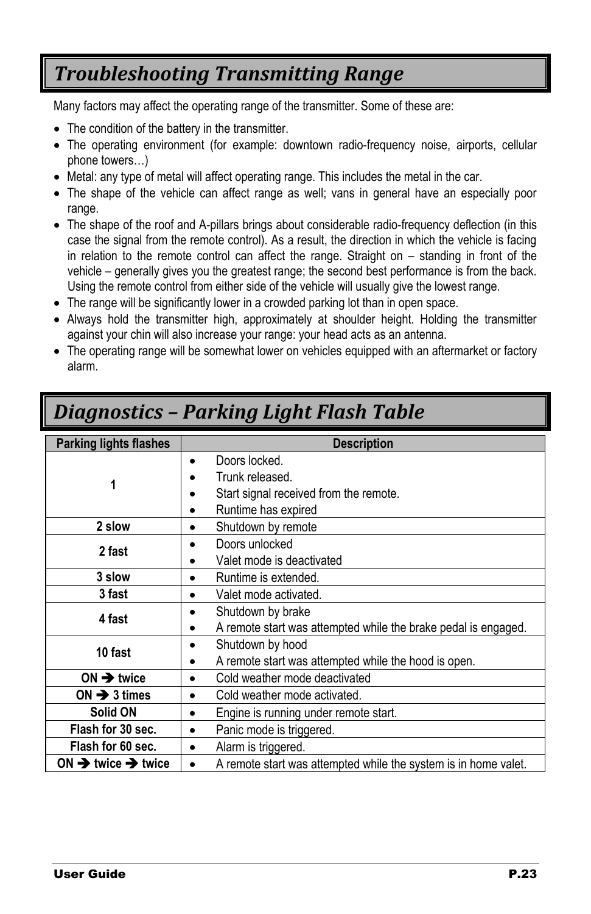## *Troubleshooting Transmitting Range*

Many factors may affect the operating range of the transmitter. Some of these are:

- The condition of the battery in the transmitter.
- The operating environment (for example: downtown radio-frequency noise, airports, cellular phone towers…)
- Metal: any type of metal will affect operating range. This includes the metal in the car.
- The shape of the vehicle can affect range as well; vans in general have an especially poor range.
- The shape of the roof and A-pillars brings about considerable radio-frequency deflection (in this case the signal from the remote control). As a result, the direction in which the vehicle is facing in relation to the remote control can affect the range. Straight on – standing in front of the vehicle – generally gives you the greatest range; the second best performance is from the back. Using the remote control from either side of the vehicle will usually give the lowest range.
- The range will be significantly lower in a crowded parking lot than in open space.
- Always hold the transmitter high, approximately at shoulder height. Holding the transmitter against your chin will also increase your range: your head acts as an antenna.
- The operating range will be somewhat lower on vehicles equipped with an aftermarket or factory alarm.

## *Diagnostics – Parking Light Flash Table*

| Parking lights flashes | Description |
|---|---|
| 1 | • Doors locked.<br>• Trunk released.<br>• Start signal received from the remote.<br>• Runtime has expired |
| 2 slow | • Shutdown by remote |
| 2 fast | • Doors unlocked<br>• Valet mode is deactivated |
| 3 slow | • Runtime is extended. |
| 3 fast | • Valet mode activated. |
| 4 fast | • Shutdown by brake<br>• A remote start was attempted while the brake pedal is engaged. |
| 10 fast | • Shutdown by hood<br>• A remote start was attempted while the hood is open. |
| ON ➔ twice | • Cold weather mode deactivated |
| ON ➔ 3 times | • Cold weather mode activated. |
| Solid ON | • Engine is running under remote start. |
| Flash for 30 sec. | • Panic mode is triggered. |
| Flash for 60 sec. | • Alarm is triggered. |
| ON ➔ twice ➔ twice | • A remote start was attempted while the system is in home valet. |